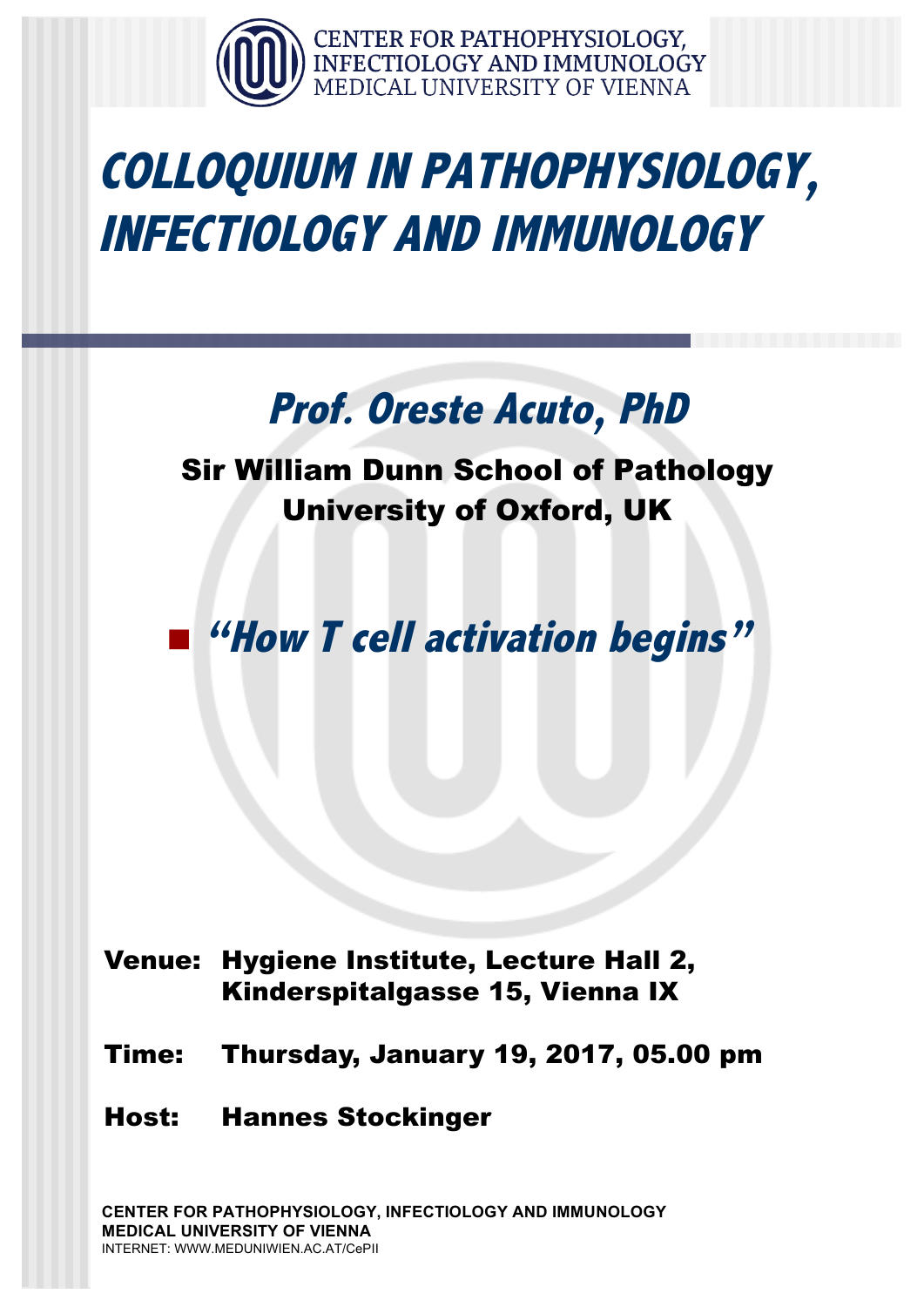CENTER FOR PATHOPHYSIOLOGY,
INFECTIOLOGY AND IMMUNOLOGY
MEDICAL UNIVERSITY OF VIENNA

# *COLLOQUIUM IN PATHOPHYSIOLOGY, INFECTIOLOGY AND IMMUNOLOGY*

## *Prof. Oreste Acuto, PhD*

**Sir William Dunn School of Pathology**
**University of Oxford, UK**

- ***"How T cell activation begins"***

**Venue:** **Hygiene Institute, Lecture Hall 2, Kinderspitalgasse 15, Vienna IX**

**Time:** **Thursday, January 19, 2017, 05.00 pm**

**Host:** **Hannes Stockinger**

**CENTER FOR PATHOPHYSIOLOGY, INFECTIOLOGY AND IMMUNOLOGY**
**MEDICAL UNIVERSITY OF VIENNA**
INTERNET: WWW.MEDUNIWIEN.AC.AT/CePII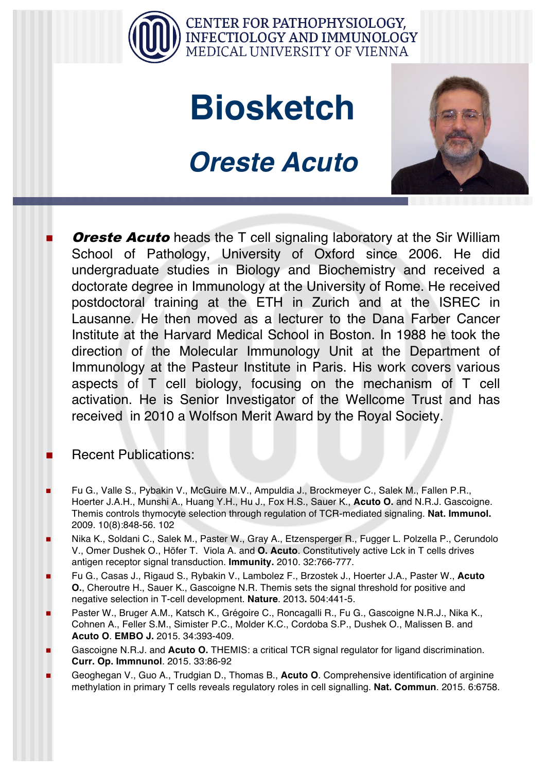CENTER FOR PATHOPHYSIOLOGY, INFECTIOLOGY AND IMMUNOLOGY
MEDICAL UNIVERSITY OF VIENNA

# Biosketch

## *Oreste Acuto*

- ***Oreste Acuto*** heads the T cell signaling laboratory at the Sir William School of Pathology, University of Oxford since 2006. He did undergraduate studies in Biology and Biochemistry and received a doctorate degree in Immunology at the University of Rome. He received postdoctoral training at the ETH in Zurich and at the ISREC in Lausanne. He then moved as a lecturer to the Dana Farber Cancer Institute at the Harvard Medical School in Boston. In 1988 he took the direction of the Molecular Immunology Unit at the Department of Immunology at the Pasteur Institute in Paris. His work covers various aspects of T cell biology, focusing on the mechanism of T cell activation. He is Senior Investigator of the Wellcome Trust and has received in 2010 a Wolfson Merit Award by the Royal Society.

- Recent Publications:

- Fu G., Valle S., Pybakin V., McGuire M.V., Ampuldia J., Brockmeyer C., Salek M., Fallen P.R., Hoerter J.A.H., Munshi A., Huang Y.H., Hu J., Fox H.S., Sauer K., **Acuto O.** and N.R.J. Gascoigne. Themis controls thymocyte selection through regulation of TCR-mediated signaling. **Nat. Immunol.** 2009. 10(8):848-56. 102
- Nika K., Soldani C., Salek M., Paster W., Gray A., Etzensperger R., Fugger L. Polzella P., Cerundolo V., Omer Dushek O., Höfer T. Viola A. and **O. Acuto**. Constitutively active Lck in T cells drives antigen receptor signal transduction. **Immunity.** 2010. 32:766-777.
- Fu G., Casas J., Rigaud S., Rybakin V., Lambolez F., Brzostek J., Hoerter J.A., Paster W., **Acuto O.**, Cheroutre H., Sauer K., Gascoigne N.R. Themis sets the signal threshold for positive and negative selection in T-cell development. **Nature**. 2013**.** 504:441-5.
- Paster W., Bruger A.M., Katsch K., Grégoire C., Roncagalli R., Fu G., Gascoigne N.R.J., Nika K., Cohnen A., Feller S.M., Simister P.C., Molder K.C., Cordoba S.P., Dushek O., Malissen B. and **Acuto O**. **EMBO J.** 2015. 34:393-409.
- Gascoigne N.R.J. and **Acuto O.** THEMIS: a critical TCR signal regulator for ligand discrimination. **Curr. Op. Immnunol**. 2015. 33:86-92
- Geoghegan V., Guo A., Trudgian D., Thomas B., **Acuto O**. Comprehensive identification of arginine methylation in primary T cells reveals regulatory roles in cell signalling. **Nat. Commun**. 2015. 6:6758.